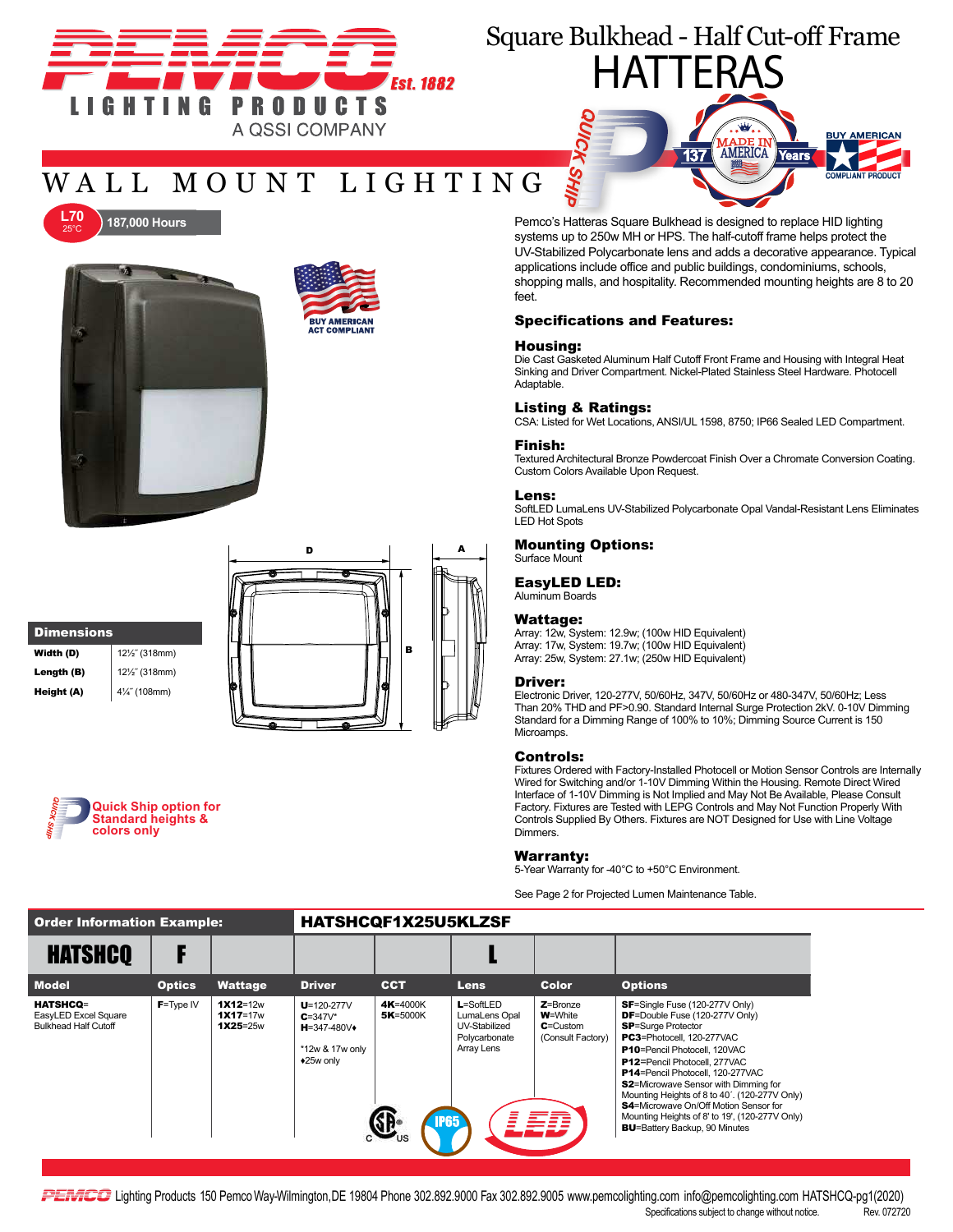# PEMCO LIGHTING PRODUCTS Est. 1882
A QSSI COMPANY

# Square Bulkhead - Half Cut-off Frame
# HATTERAS

## WALL MOUNT LIGHTING

L70 25°C 187,000 Hours

BUY AMERICAN ACT COMPLIANT

Pemco's Hatteras Square Bulkhead is designed to replace HID lighting systems up to 250w MH or HPS. The half-cutoff frame helps protect the UV-Stabilized Polycarbonate lens and adds a decorative appearance. Typical applications include office and public buildings, condominiums, schools, shopping malls, and hospitality. Recommended mounting heights are 8 to 20 feet.

### Specifications and Features:

**Housing:**
Die Cast Gasketed Aluminum Half Cutoff Front Frame and Housing with Integral Heat Sinking and Driver Compartment. Nickel-Plated Stainless Steel Hardware. Photocell Adaptable.

**Listing & Ratings:**
CSA: Listed for Wet Locations, ANSI/UL 1598, 8750; IP66 Sealed LED Compartment.

**Finish:**
Textured Architectural Bronze Powdercoat Finish Over a Chromate Conversion Coating. Custom Colors Available Upon Request.

**Lens:**
SoftLED LumaLens UV-Stabilized Polycarbonate Opal Vandal-Resistant Lens Eliminates LED Hot Spots

**Mounting Options:**
Surface Mount

**EasyLED LED:**
Aluminum Boards

**Wattage:**
Array: 12w, System: 12.9w; (100w HID Equivalent)
Array: 17w, System: 19.7w; (100w HID Equivalent)
Array: 25w, System: 27.1w; (250w HID Equivalent)

**Driver:**
Electronic Driver, 120-277V, 50/60Hz, 347V, 50/60Hz or 480-347V, 50/60Hz; Less Than 20% THD and PF>0.90. Standard Internal Surge Protection 2kV. 0-10V Dimming Standard for a Dimming Range of 100% to 10%; Dimming Source Current is 150 Microamps.

**Controls:**
Fixtures Ordered with Factory-Installed Photocell or Motion Sensor Controls are Internally Wired for Switching and/or 1-10V Dimming Within the Housing. Remote Direct Wired Interface of 1-10V Dimming is Not Implied and May Not Be Available, Please Consult Factory. Fixtures are Tested with LEPG Controls and May Not Function Properly With Controls Supplied By Others. Fixtures are NOT Designed for Use with Line Voltage Dimmers.

**Warranty:**
5-Year Warranty for -40°C to +50°C Environment.

See Page 2 for Projected Lumen Maintenance Table.

| Dimensions | |
|---|---|
| Width (D) | 12½" (318mm) |
| Length (B) | 12½" (318mm) |
| Height (A) | 4¼" (108mm) |

Quick Ship option for Standard heights & colors only

**Order Information Example:** **HATSHCQF1X25U5KLZSF**

| HATSHCQ | F | | | | L | | |
|---|---|---|---|---|---|---|---|
| **Model** | **Optics** | **Wattage** | **Driver** | **CCT** | **Lens** | **Color** | **Options** |
| **HATSHCQ**= EasyLED Excel Square Bulkhead Half Cutoff | **F**=Type IV | **1X12**=12w<br>**1X17**=17w<br>**1X25**=25w | **U**=120-277V<br>**C**=347V*<br>**H**=347-480V♦<br><br>*12w & 17w only<br>♦25w only | **4K**=4000K<br>**5K**=5000K | **L**=SoftLED LumaLens Opal UV-Stabilized Polycarbonate Array Lens | **Z**=Bronze<br>**W**=White<br>**C**=Custom (Consult Factory) | **SF**=Single Fuse (120-277V Only)<br>**DF**=Double Fuse (120-277V Only)<br>**SP**=Surge Protector<br>**PC3**=Photocell, 120-277VAC<br>**P10**=Pencil Photocell, 120VAC<br>**P12**=Pencil Photocell, 277VAC<br>**P14**=Pencil Photocell, 120-277VAC<br>**S2**=Microwave Sensor with Dimming for Mounting Heights of 8 to 40'. (120-277V Only)<br>**S4**=Microwave On/Off Motion Sensor for Mounting Heights of 8' to 19', (120-277V Only)<br>**BU**=Battery Backup, 90 Minutes |

PEMCO Lighting Products 150 Pemco Way-Wilmington,DE 19804 Phone 302.892.9000 Fax 302.892.9005 www.pemcolighting.com info@pemcolighting.com HATSHCQ-pg1(2020)
Specifications subject to change without notice. Rev. 072720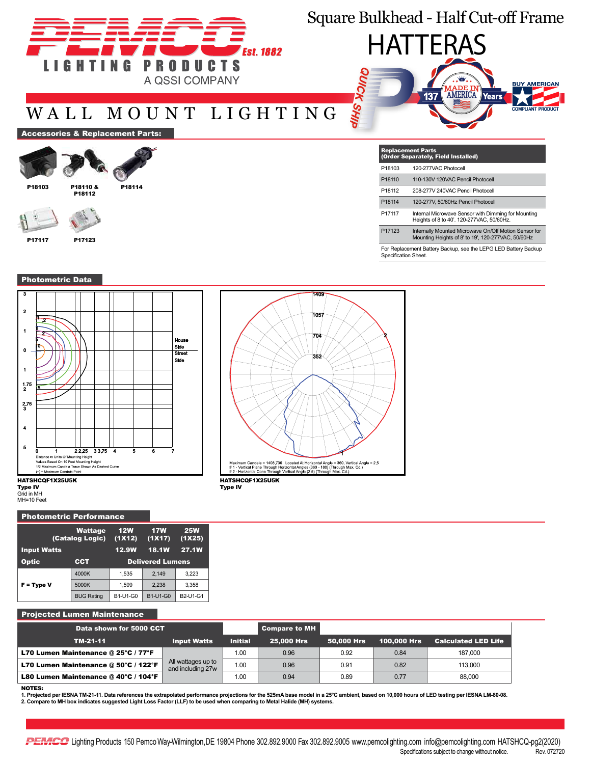# Square Bulkhead - Half Cut-off Frame

# HATTERAS

## WALL MOUNT LIGHTING

### Accessories & Replacement Parts:

P18103 | P18110 & P18112 | P18114

P17117 | P17123

| Replacement Parts (Order Separately, Field Installed) | |
|---|---|
| P18103 | 120-277VAC Photocell |
| P18110 | 110-130V 120VAC Pencil Photocell |
| P18112 | 208-277V 240VAC Pencil Photocell |
| P18114 | 120-277V, 50/60Hz Pencil Photocell |
| P17117 | Internal Microwave Sensor with Dimming for Mounting Heights of 8 to 40'. 120-277VAC, 50/60Hz. |
| P17123 | Internally Mounted Microwave On/Off Motion Sensor for Mounting Heights of 8' to 19', 120-277VAC, 50/60Hz |

For Replacement Battery Backup, see the LEPG LED Battery Backup Specification Sheet.

### Photometric Data

3
2
1
0
1
1.75
2
2.75
3
4
5
0 1 2 2.25 3 3.75 4 5 6 7
House Side
Street Side
Distance In Units Of Mounting Height
Values Based On 10 Foot Mounting Height
1/2 Maximum Candela Trace Shown As Dashed Curve
(+) = Maximum Candela Point

HATSHCQF1X25U5K
Type IV
Grid in MH
MH=10 Feet

1409
1057
704
352
Maximum Candela = 1408.736 Located At Horizontal Angle = 360, Vertical Angle = 2.5
# 1 - Vertical Plane Through Horizontal Angles (360 - 180) (Through Max. Cd.)
# 2 - Horizontal Cone Through Vertical Angle (2.5) (Through Max. Cd.)

HATSHCQF1X25U5K
Type IV

### Photometric Performance

| Wattage (Catalog Logic) | | 12W (1X12) | 17W (1X17) | 25W (1X25) |
|---|---|---|---|---|
| Input Watts | | 12.9W | 18.1W | 27.1W |
| Optic | CCT | Delivered Lumens | | |
| F = Type V | 4000K | 1,535 | 2,149 | 3,223 |
| | 5000K | 1,599 | 2,238 | 3,358 |
| | BUG Rating | B1-U1-G0 | B1-U1-G0 | B2-U1-G1 |

### Projected Lumen Maintenance

| Data shown for 5000 CCT | | | Compare to MH | | | |
|---|---|---|---|---|---|---|
| TM-21-11 | Input Watts | Initial | 25,000 Hrs | 50,000 Hrs | 100,000 Hrs | Calculated LED Life |
| L70 Lumen Maintenance @ 25°C / 77°F | All wattages up to and including 27w | 1.00 | 0.96 | 0.92 | 0.84 | 187,000 |
| L70 Lumen Maintenance @ 50°C / 122°F | | 1.00 | 0.96 | 0.91 | 0.82 | 113,000 |
| L80 Lumen Maintenance @ 40°C / 104°F | | 1.00 | 0.94 | 0.89 | 0.77 | 88,000 |

**NOTES:**
1. Projected per IESNA TM-21-11. Data references the extrapolated performance projections for the 525mA base model in a 25°C ambient, based on 10,000 hours of LED testing per IESNA LM-80-08.
2. Compare to MH box indicates suggested Light Loss Factor (LLF) to be used when comparing to Metal Halide (MH) systems.

PEMCO Lighting Products 150 Pemco Way-Wilmington,DE 19804 Phone 302.892.9000 Fax 302.892.9005 www.pemcolighting.com info@pemcolighting.com HATSHCQ-pg2(2020)
Specifications subject to change without notice. Rev. 072720